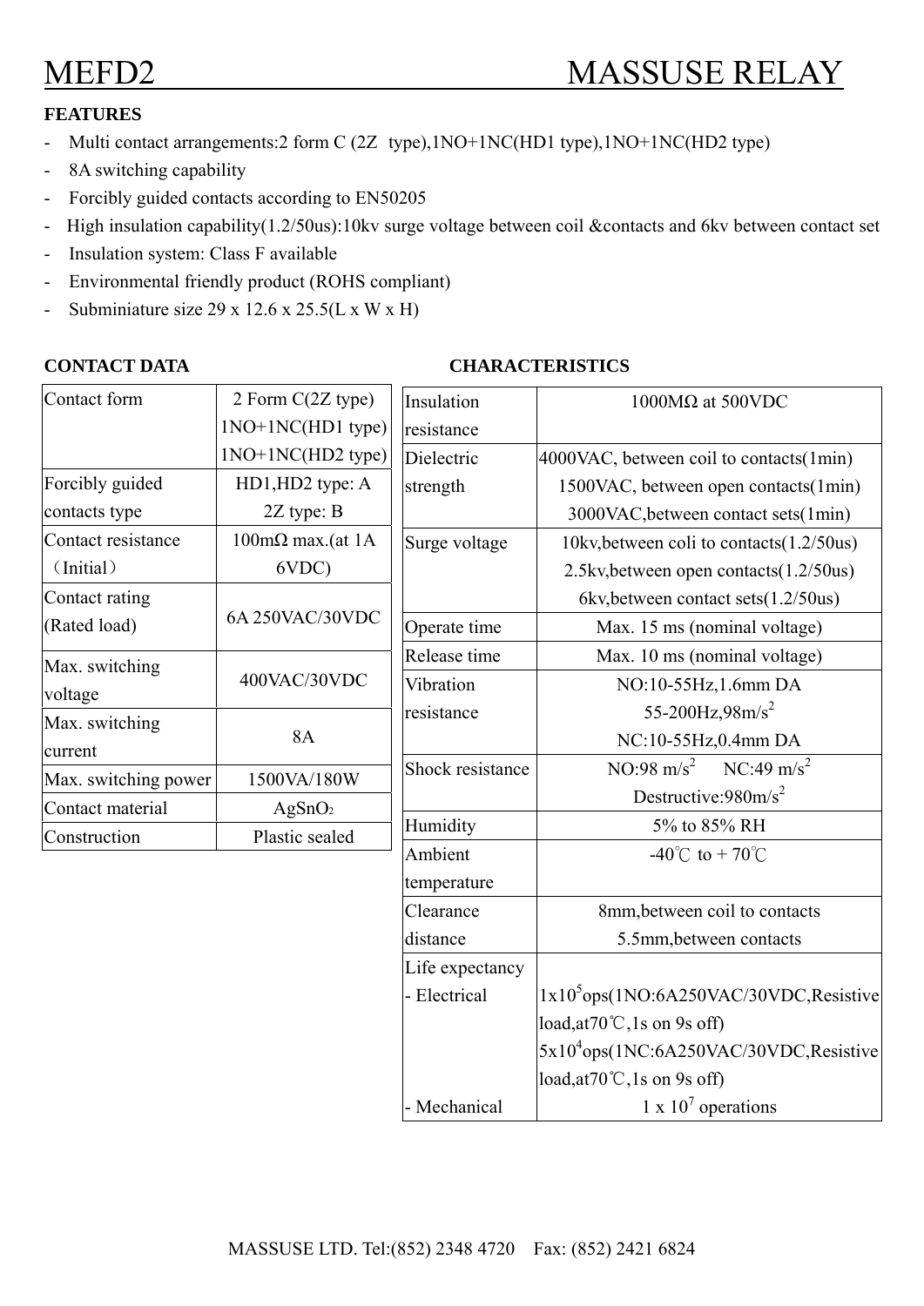# MEFD2 MASSUSE RELAY

**FEATURES**

- Multi contact arrangements:2 form C (2Z type),1NO+1NC(HD1 type),1NO+1NC(HD2 type)
- 8A switching capability
- Forcibly guided contacts according to EN50205
- High insulation capability(1.2/50us):10kv surge voltage between coil &contacts and 6kv between contact set
- Insulation system: Class F available
- Environmental friendly product (ROHS compliant)
- Subminiature size 29 x 12.6 x 25.5(L x W x H)

**CONTACT DATA**

| Contact form | 2 Form C(2Z type)<br>1NO+1NC(HD1 type)<br>1NO+1NC(HD2 type) |
|---|---|
| Forcibly guided contacts type | HD1,HD2 type: A<br>2Z type: B |
| Contact resistance （Initial） | 100mΩ max.(at 1A 6VDC) |
| Contact rating (Rated load) | 6A 250VAC/30VDC |
| Max. switching voltage | 400VAC/30VDC |
| Max. switching current | 8A |
| Max. switching power | 1500VA/180W |
| Contact material | $AgSnO_2$ |
| Construction | Plastic sealed |

**CHARACTERISTICS**

| Insulation resistance | 1000MΩ at 500VDC |
|---|---|
| Dielectric strength | 4000VAC, between coil to contacts(1min)<br>1500VAC, between open contacts(1min)<br>3000VAC,between contact sets(1min) |
| Surge voltage | 10kv,between coli to contacts(1.2/50us)<br>2.5kv,between open contacts(1.2/50us)<br>6kv,between contact sets(1.2/50us) |
| Operate time | Max. 15 ms (nominal voltage) |
| Release time | Max. 10 ms (nominal voltage) |
| Vibration resistance | NO:10-55Hz,1.6mm DA<br>55-200Hz,98m/s$^2$<br>NC:10-55Hz,0.4mm DA |
| Shock resistance | NO:98 m/s$^2$ NC:49 m/s$^2$<br>Destructive:980m/s$^2$ |
| Humidity | 5% to 85% RH |
| Ambient temperature | -40℃ to + 70℃ |
| Clearance distance | 8mm,between coil to contacts<br>5.5mm,between contacts |
| Life expectancy<br>- Electrical<br><br><br><br>- Mechanical | <br>1x10$^5$ops(1NO:6A250VAC/30VDC,Resistive load,at70℃,1s on 9s off)<br>5x10$^4$ops(1NC:6A250VAC/30VDC,Resistive load,at70℃,1s on 9s off)<br>1 x 10$^7$ operations |

MASSUSE LTD. Tel:(852) 2348 4720 Fax: (852) 2421 6824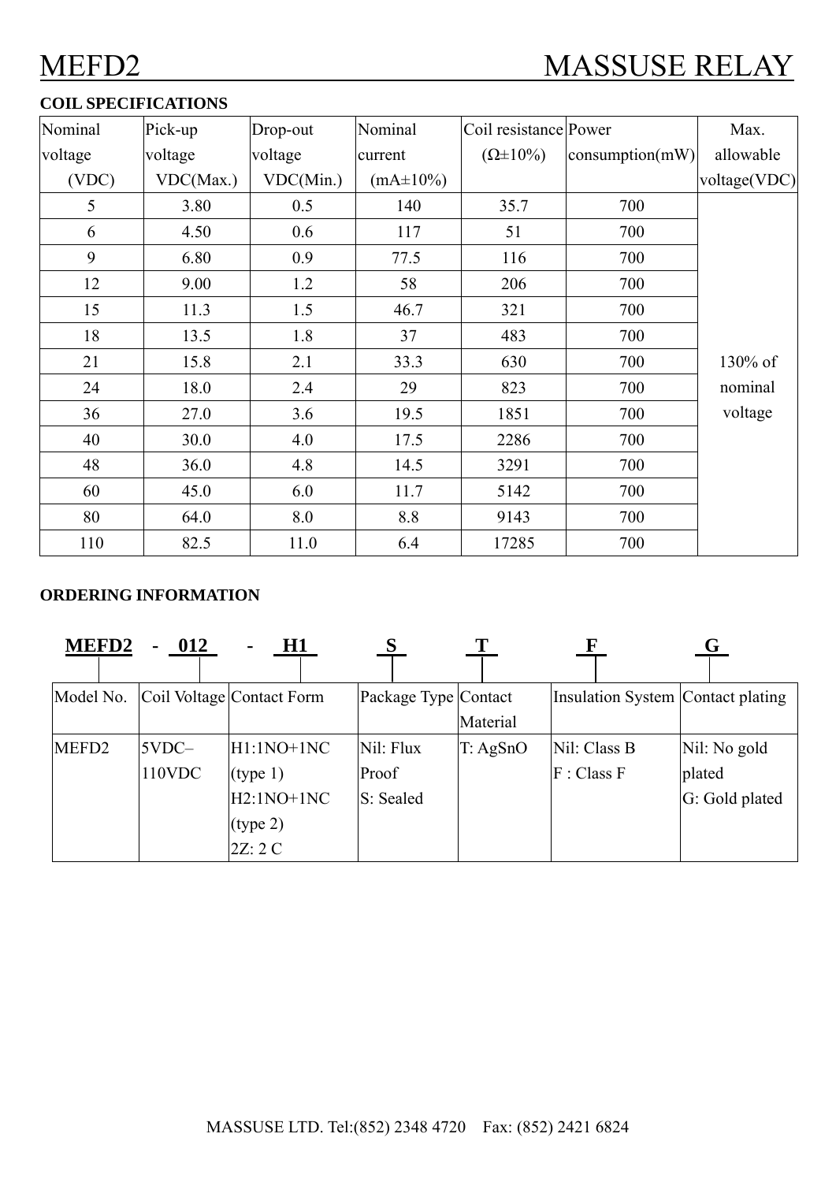# MEFD2 MASSUSE RELAY

**COIL SPECIFICATIONS**

| Nominal voltage (VDC) | Pick-up voltage VDC(Max.) | Drop-out voltage VDC(Min.) | Nominal current (mA±10%) | Coil resistance (Ω±10%) | Power consumption(mW) | Max. allowable voltage(VDC) |
|---|---|---|---|---|---|---|
| 5 | 3.80 | 0.5 | 140 | 35.7 | 700 | 130% of nominal voltage |
| 6 | 4.50 | 0.6 | 117 | 51 | 700 | |
| 9 | 6.80 | 0.9 | 77.5 | 116 | 700 | |
| 12 | 9.00 | 1.2 | 58 | 206 | 700 | |
| 15 | 11.3 | 1.5 | 46.7 | 321 | 700 | |
| 18 | 13.5 | 1.8 | 37 | 483 | 700 | |
| 21 | 15.8 | 2.1 | 33.3 | 630 | 700 | |
| 24 | 18.0 | 2.4 | 29 | 823 | 700 | |
| 36 | 27.0 | 3.6 | 19.5 | 1851 | 700 | |
| 40 | 30.0 | 4.0 | 17.5 | 2286 | 700 | |
| 48 | 36.0 | 4.8 | 14.5 | 3291 | 700 | |
| 60 | 45.0 | 6.0 | 11.7 | 5142 | 700 | |
| 80 | 64.0 | 8.0 | 8.8 | 9143 | 700 | |
| 110 | 82.5 | 11.0 | 6.4 | 17285 | 700 | |

**ORDERING INFORMATION**

**MEFD2 - 012 - H1 S T F G**

| Model No. | Coil Voltage | Contact Form | Package Type | Contact Material | Insulation System | Contact plating |
|---|---|---|---|---|---|---|
| MEFD2 | 5VDC–110VDC | H1:1NO+1NC (type 1)<br>H2:1NO+1NC (type 2)<br>2Z: 2 C | Nil: Flux Proof<br>S: Sealed | T: AgSnO | Nil: Class B<br>F : Class F | Nil: No gold plated<br>G: Gold plated |

MASSUSE LTD. Tel:(852) 2348 4720 Fax: (852) 2421 6824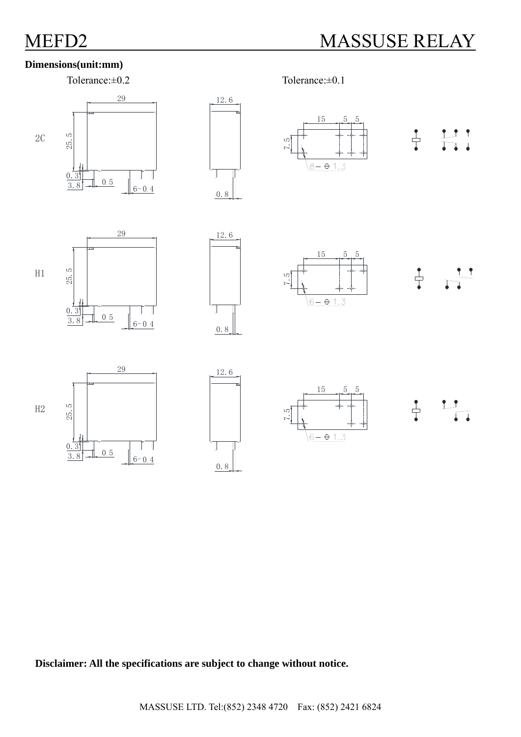## Dimensions(unit:mm)

Tolerance:±0.2

Tolerance:±0.1

2C

29

25.5

0.3

3.8

0.5

6-0.4

12.6

0.8

15 5 5

7.5

8-Φ1.3

H1

29

25.5

0.3

3.8

0.5

6-0.4

12.6

0.8

15 5 5

7.5

6-Φ1.3

H2

29

25.5

0.3

3.8

0.5

6-0.4

12.6

0.8

15 5 5

7.5

6-Φ1.3

**Disclaimer: All the specifications are subject to change without notice.**

MASSUSE LTD. Tel:(852) 2348 4720 Fax: (852) 2421 6824